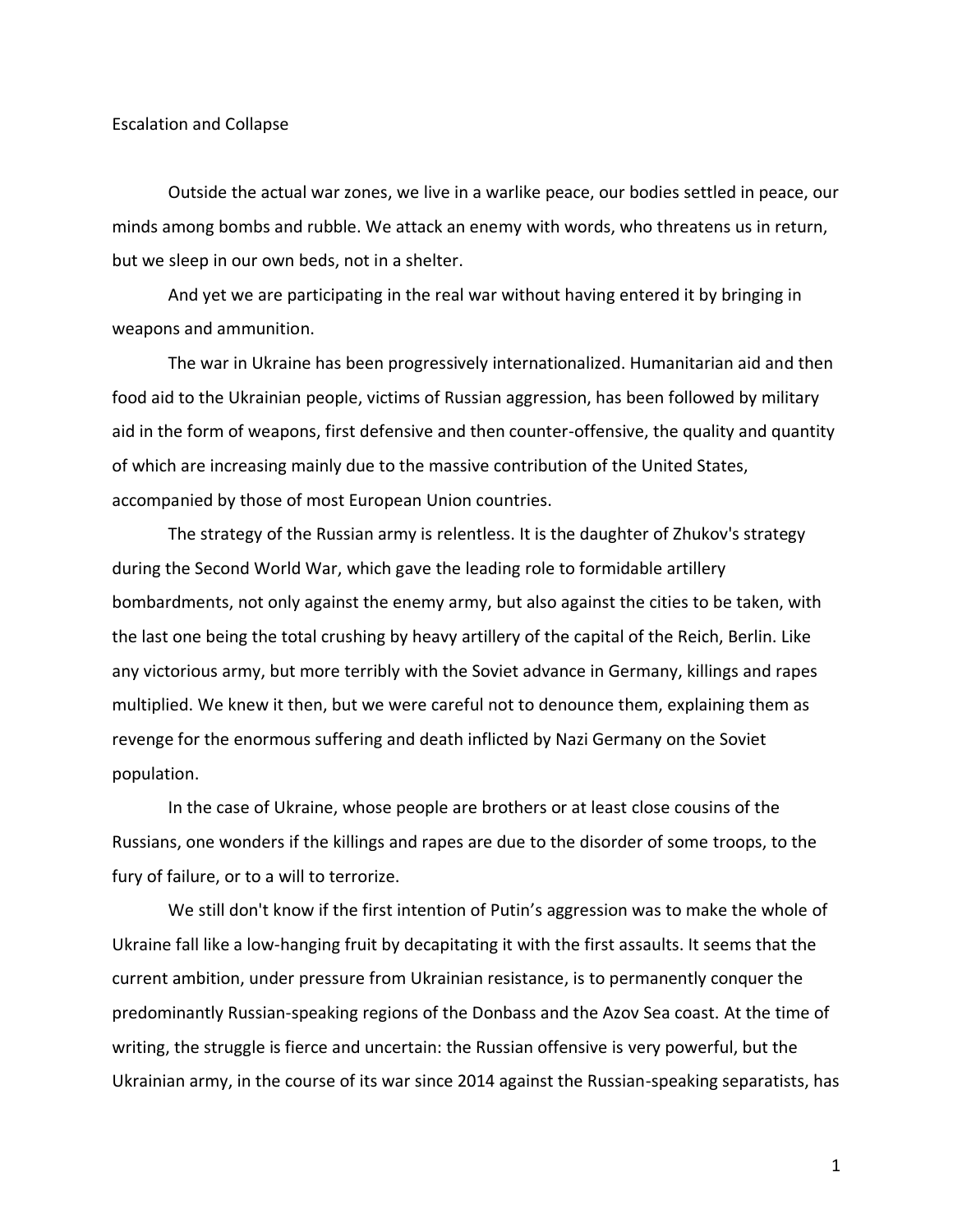# Escalation and Collapse

Outside the actual war zones, we live in a warlike peace, our bodies settled in peace, our minds among bombs and rubble. We attack an enemy with words, who threatens us in return, but we sleep in our own beds, not in a shelter.

And yet we are participating in the real war without having entered it by bringing in weapons and ammunition.

The war in Ukraine has been progressively internationalized. Humanitarian aid and then food aid to the Ukrainian people, victims of Russian aggression, has been followed by military aid in the form of weapons, first defensive and then counter-offensive, the quality and quantity of which are increasing mainly due to the massive contribution of the United States, accompanied by those of most European Union countries.

The strategy of the Russian army is relentless. It is the daughter of Zhukov's strategy during the Second World War, which gave the leading role to formidable artillery bombardments, not only against the enemy army, but also against the cities to be taken, with the last one being the total crushing by heavy artillery of the capital of the Reich, Berlin. Like any victorious army, but more terribly with the Soviet advance in Germany, killings and rapes multiplied. We knew it then, but we were careful not to denounce them, explaining them as revenge for the enormous suffering and death inflicted by Nazi Germany on the Soviet population.

In the case of Ukraine, whose people are brothers or at least close cousins of the Russians, one wonders if the killings and rapes are due to the disorder of some troops, to the fury of failure, or to a will to terrorize.

We still don't know if the first intention of Putin's aggression was to make the whole of Ukraine fall like a low-hanging fruit by decapitating it with the first assaults. It seems that the current ambition, under pressure from Ukrainian resistance, is to permanently conquer the predominantly Russian-speaking regions of the Donbass and the Azov Sea coast. At the time of writing, the struggle is fierce and uncertain: the Russian offensive is very powerful, but the Ukrainian army, in the course of its war since 2014 against the Russian-speaking separatists, has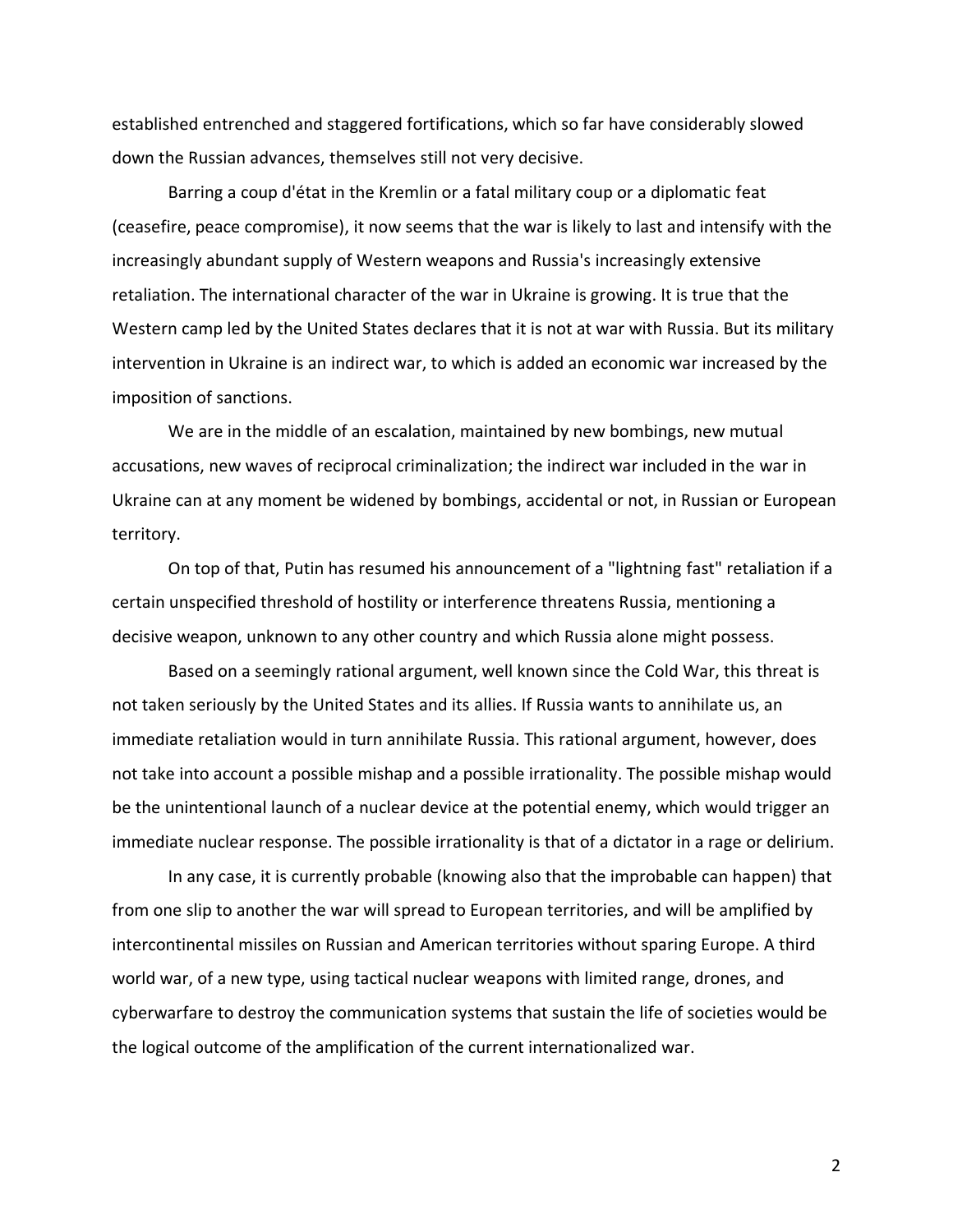established entrenched and staggered fortifications, which so far have considerably slowed down the Russian advances, themselves still not very decisive.

Barring a coup d'état in the Kremlin or a fatal military coup or a diplomatic feat (ceasefire, peace compromise), it now seems that the war is likely to last and intensify with the increasingly abundant supply of Western weapons and Russia's increasingly extensive retaliation. The international character of the war in Ukraine is growing. It is true that the Western camp led by the United States declares that it is not at war with Russia. But its military intervention in Ukraine is an indirect war, to which is added an economic war increased by the imposition of sanctions.

We are in the middle of an escalation, maintained by new bombings, new mutual accusations, new waves of reciprocal criminalization; the indirect war included in the war in Ukraine can at any moment be widened by bombings, accidental or not, in Russian or European territory.

On top of that, Putin has resumed his announcement of a "lightning fast" retaliation if a certain unspecified threshold of hostility or interference threatens Russia, mentioning a decisive weapon, unknown to any other country and which Russia alone might possess.

Based on a seemingly rational argument, well known since the Cold War, this threat is not taken seriously by the United States and its allies. If Russia wants to annihilate us, an immediate retaliation would in turn annihilate Russia. This rational argument, however, does not take into account a possible mishap and a possible irrationality. The possible mishap would be the unintentional launch of a nuclear device at the potential enemy, which would trigger an immediate nuclear response. The possible irrationality is that of a dictator in a rage or delirium.

In any case, it is currently probable (knowing also that the improbable can happen) that from one slip to another the war will spread to European territories, and will be amplified by intercontinental missiles on Russian and American territories without sparing Europe. A third world war, of a new type, using tactical nuclear weapons with limited range, drones, and cyberwarfare to destroy the communication systems that sustain the life of societies would be the logical outcome of the amplification of the current internationalized war.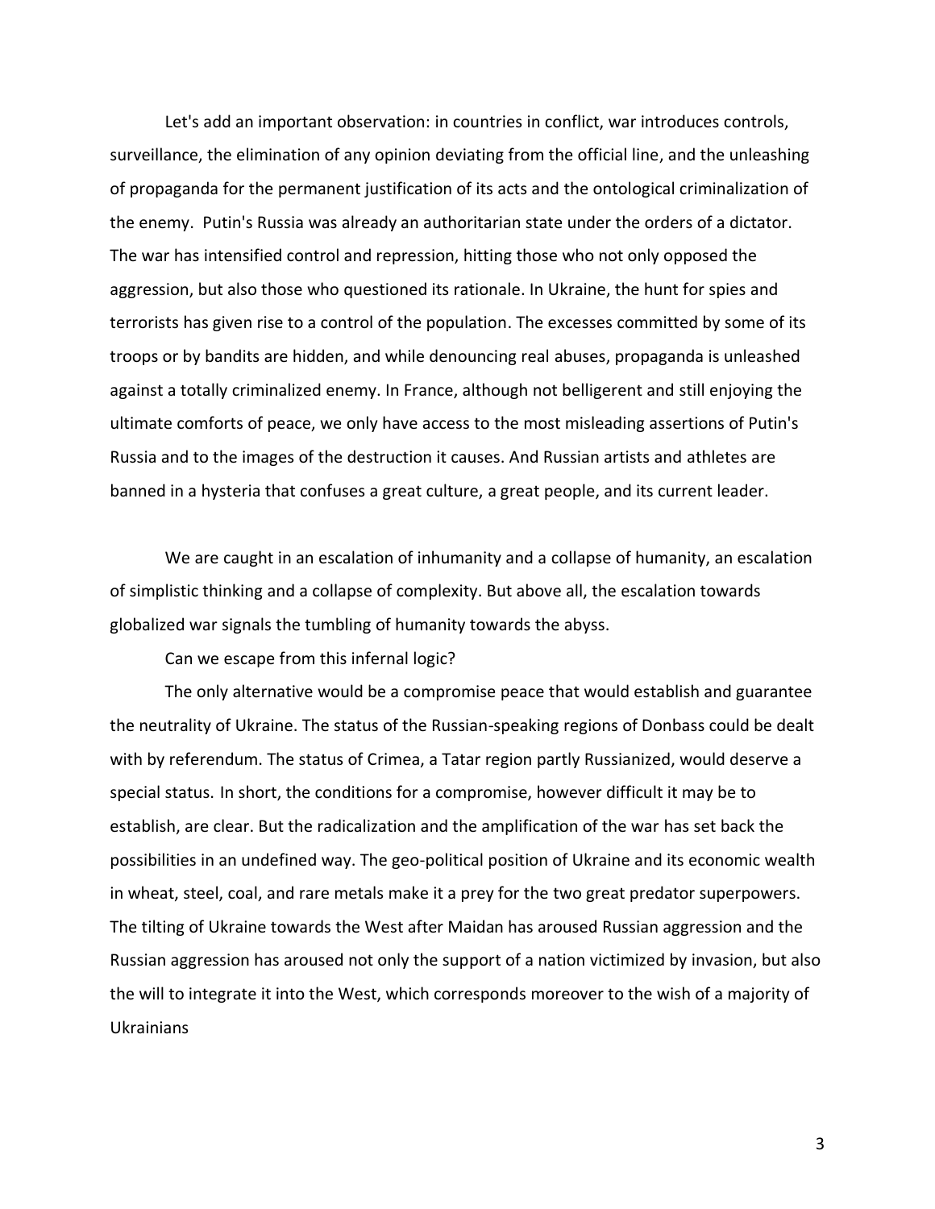Let's add an important observation: in countries in conflict, war introduces controls, surveillance, the elimination of any opinion deviating from the official line, and the unleashing of propaganda for the permanent justification of its acts and the ontological criminalization of the enemy. Putin's Russia was already an authoritarian state under the orders of a dictator. The war has intensified control and repression, hitting those who not only opposed the aggression, but also those who questioned its rationale. In Ukraine, the hunt for spies and terrorists has given rise to a control of the population. The excesses committed by some of its troops or by bandits are hidden, and while denouncing real abuses, propaganda is unleashed against a totally criminalized enemy. In France, although not belligerent and still enjoying the ultimate comforts of peace, we only have access to the most misleading assertions of Putin's Russia and to the images of the destruction it causes. And Russian artists and athletes are banned in a hysteria that confuses a great culture, a great people, and its current leader.

We are caught in an escalation of inhumanity and a collapse of humanity, an escalation of simplistic thinking and a collapse of complexity. But above all, the escalation towards globalized war signals the tumbling of humanity towards the abyss.

Can we escape from this infernal logic?

The only alternative would be a compromise peace that would establish and guarantee the neutrality of Ukraine. The status of the Russian-speaking regions of Donbass could be dealt with by referendum. The status of Crimea, a Tatar region partly Russianized, would deserve a special status. In short, the conditions for a compromise, however difficult it may be to establish, are clear. But the radicalization and the amplification of the war has set back the possibilities in an undefined way. The geo-political position of Ukraine and its economic wealth in wheat, steel, coal, and rare metals make it a prey for the two great predator superpowers. The tilting of Ukraine towards the West after Maidan has aroused Russian aggression and the Russian aggression has aroused not only the support of a nation victimized by invasion, but also the will to integrate it into the West, which corresponds moreover to the wish of a majority of Ukrainians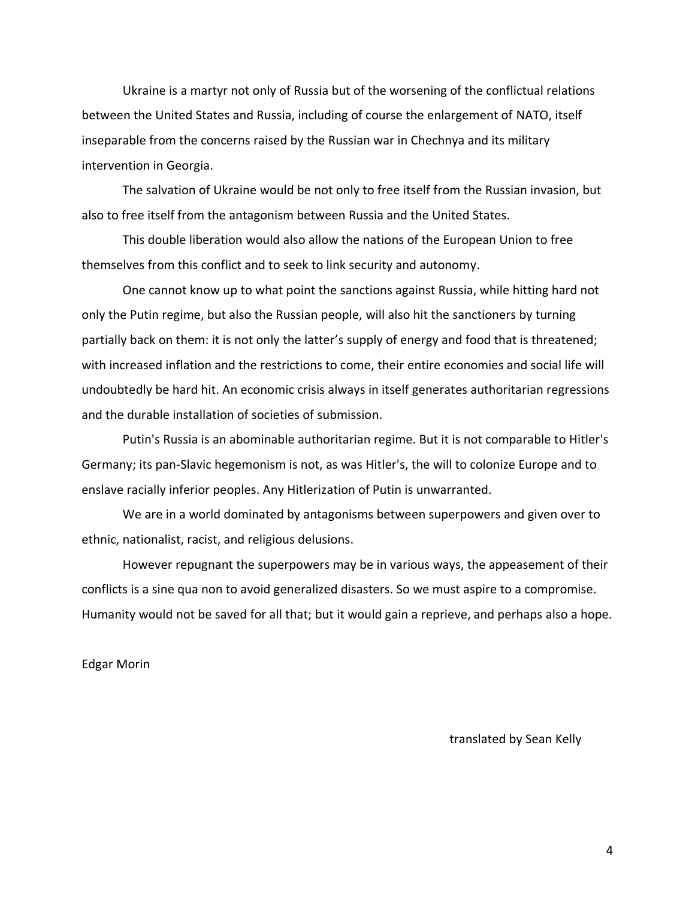Ukraine is a martyr not only of Russia but of the worsening of the conflictual relations between the United States and Russia, including of course the enlargement of NATO, itself inseparable from the concerns raised by the Russian war in Chechnya and its military intervention in Georgia.

The salvation of Ukraine would be not only to free itself from the Russian invasion, but also to free itself from the antagonism between Russia and the United States.

This double liberation would also allow the nations of the European Union to free themselves from this conflict and to seek to link security and autonomy.

One cannot know up to what point the sanctions against Russia, while hitting hard not only the Putin regime, but also the Russian people, will also hit the sanctioners by turning partially back on them: it is not only the latter's supply of energy and food that is threatened; with increased inflation and the restrictions to come, their entire economies and social life will undoubtedly be hard hit. An economic crisis always in itself generates authoritarian regressions and the durable installation of societies of submission.

Putin's Russia is an abominable authoritarian regime. But it is not comparable to Hitler's Germany; its pan-Slavic hegemonism is not, as was Hitler's, the will to colonize Europe and to enslave racially inferior peoples. Any Hitlerization of Putin is unwarranted.

We are in a world dominated by antagonisms between superpowers and given over to ethnic, nationalist, racist, and religious delusions.

However repugnant the superpowers may be in various ways, the appeasement of their conflicts is a sine qua non to avoid generalized disasters. So we must aspire to a compromise. Humanity would not be saved for all that; but it would gain a reprieve, and perhaps also a hope.

Edgar Morin

translated by Sean Kelly